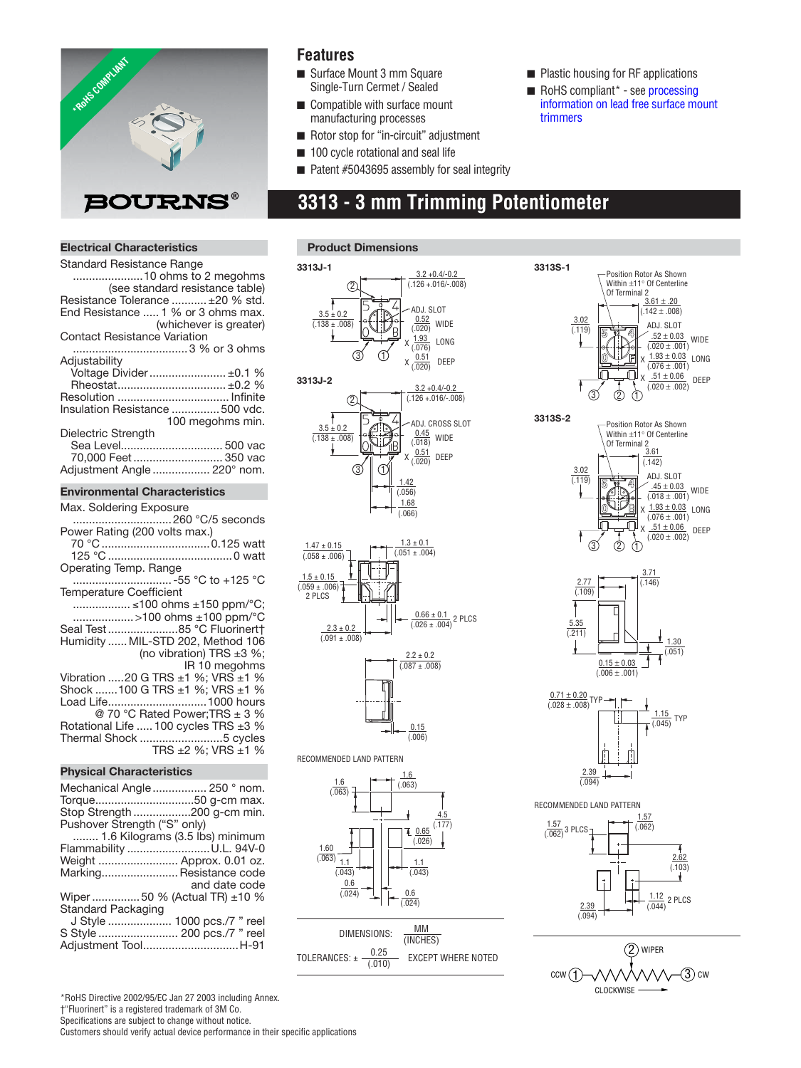BOURNS®

*RoHS COMPLIANT

## Features

- Surface Mount 3 mm Square Single-Turn Cermet / Sealed
- Compatible with surface mount manufacturing processes
- Rotor stop for "in-circuit" adjustment
- 100 cycle rotational and seal life
- Patent #5043695 assembly for seal integrity
- Plastic housing for RF applications
- RoHS compliant* - see processing information on lead free surface mount trimmers

# 3313 - 3 mm Trimming Potentiometer

### Electrical Characteristics

- Standard Resistance Range ...................... 10 ohms to 2 megohms (see standard resistance table)
- Resistance Tolerance ........... ±20 % std.
- End Resistance ..... 1 % or 3 ohms max. (whichever is greater)
- Contact Resistance Variation ................................... 3 % or 3 ohms
- Adjustability
  - Voltage Divider ........................ ±0.1 %
  - Rheostat.................................. ±0.2 %
- Resolution .................................. Infinite
- Insulation Resistance ............... 500 vdc. 100 megohms min.
- Dielectric Strength
  - Sea Level................................ 500 vac
  - 70,000 Feet ............................ 350 vac
- Adjustment Angle .................. 220° nom.

### Environmental Characteristics

- Max. Soldering Exposure ............................... 260 °C/5 seconds
- Power Rating (200 volts max.)
  - 70 °C .................................. 0.125 watt
  - 125 °C ....................................... 0 watt
- Operating Temp. Range ................................. -55 °C to +125 °C
- Temperature Coefficient
  - .................. ≤100 ohms ±150 ppm/°C;
  - .................. >100 ohms ±100 ppm/°C
- Seal Test ...................... 85 °C Fluorinert†
- Humidity ...... MIL-STD 202, Method 106 (no vibration) TRS ±3 %; IR 10 megohms
- Vibration ..... 20 G TRS ±1 %; VRS ±1 %
- Shock ....... 100 G TRS ±1 %; VRS ±1 %
- Load Life.............................. 1000 hours @ 70 °C Rated Power;TRS ± 3 %
- Rotational Life ..... 100 cycles TRS ±3 %
- Thermal Shock .......................... 5 cycles TRS ±2 %; VRS ±1 %

### Physical Characteristics

- Mechanical Angle ................. 250 ° nom.
- Torque................................ 50 g-cm max.
- Stop Strength .................. 200 g-cm min.
- Pushover Strength ("S" only) ........ 1.6 Kilograms (3.5 lbs) minimum
- Flammability .......................... U.L. 94V-0
- Weight ......................... Approx. 0.01 oz.
- Marking........................ Resistance code and date code
- Wiper ............... 50 % (Actual TR) ±10 %
- Standard Packaging
  - J Style ..................... 1000 pcs./7 " reel
  - S Style ......................... 200 pcs./7 " reel
- Adjustment Tool.............................. H-91

### Product Dimensions

**3313J-1**

3.2 +0.4/-0.2 (.126 +.016/-.008); 3.5 ± 0.2 (.138 ± .008); ADJ. SLOT 0.52 (.020) WIDE X 1.93 (.076) LONG X 0.51 (.020) DEEP

**3313J-2**

3.2 +0.4/-0.2 (.126 +.016/-.008); 3.5 ± 0.2 (.138 ± .008); ADJ. CROSS SLOT 0.45 (.018) WIDE X 0.51 (.020) DEEP; 1.42 (.056); 1.68 (.066)

1.47 ± 0.15 (.058 ± .006); 1.3 ± 0.1 (.051 ± .004); 1.5 ± 0.15 (.059 ± .006) 2 PLCS; 0.66 ± 0.1 (.026 ± .004) 2 PLCS; 2.3 ± 0.2 (.091 ± .008); 2.2 ± 0.2 (.087 ± .008); 0.15 (.006)

RECOMMENDED LAND PATTERN

1.6 (.063); 1.6 (.063); 4.5 (.177); 0.65 (.026); 1.60 (.063); 1.1 (.043); 1.1 (.043); 0.6 (.024); 0.6 (.024)

DIMENSIONS: MM (INCHES)

TOLERANCES: ± 0.25 (.010) EXCEPT WHERE NOTED

**3313S-1**

Position Rotor As Shown Within ±11° Of Centerline Of Terminal 2; 3.61 ± .20 (.142 ± .008); 3.02 (.119); ADJ. SLOT .52 ± 0.03 (.020 ± .001) WIDE X 1.93 ± 0.03 (.076 ± .001) LONG X .51 ± 0.06 (.020 ± .002) DEEP

**3313S-2**

Position Rotor As Shown Within ±11° Of Centerline Of Terminal 2; 3.61 (.142); 3.02 (.119); ADJ. SLOT .45 ± 0.03 (.018 ± .001) WIDE X 1.93 ± 0.03 (.076 ± .001) LONG X .51 ± 0.06 (.020 ± .002) DEEP

2.77 (.109); 3.71 (.146); 5.35 (.211); 1.30 (.051); 0.15 ± 0.03 (.006 ± .001); 0.71 ± 0.20 (.028 ± .008) TYP; 1.15 (.045) TYP; 2.39 (.094)

RECOMMENDED LAND PATTERN

1.57 (.062) 3 PLCS; 1.57 (.062); 2.62 (.103); 1.12 (.044) 2 PLCS; 2.39 (.094)

(2) WIPER; CCW (1) — (3) CW; CLOCKWISE

*RoHS Directive 2002/95/EC Jan 27 2003 including Annex.
†"Fluorinert" is a registered trademark of 3M Co.
Specifications are subject to change without notice.
Customers should verify actual device performance in their specific applications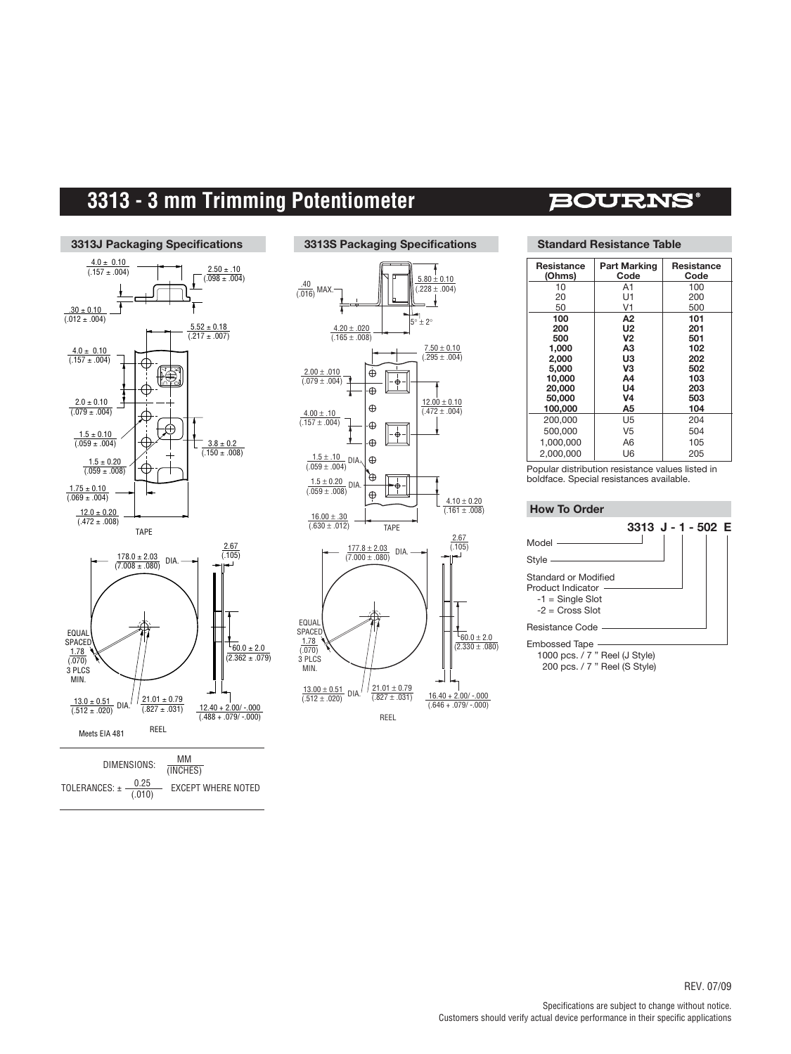# 3313 - 3 mm Trimming Potentiometer

## 3313J Packaging Specifications

4.0 ± 0.10
(.157 ± .004)

2.50 ± .10
(.098 ± .004)

.30 ± 0.10
(.012 ± .004)

5.52 ± 0.18
(.217 ± .007)

4.0 ± 0.10
(.157 ± .004)

2.0 ± 0.10
(.079 ± .004)

1.5 ± 0.10
(.059 ± .004)

3.8 ± 0.2
(.150 ± .008)

1.5 ± 0.20
(.059 ± .008)

1.75 ± 0.10
(.069 ± .004)

12.0 ± 0.20
(.472 ± .008)

TAPE

178.0 ± 2.03
(7.008 ± .080) DIA.

2.67
(.105)

EQUAL SPACED
1.78
(.070)
3 PLCS MIN.

60.0 ± 2.0
(2.362 ± .079)

13.0 ± 0.51
(.512 ± .020) DIA.

21.01 ± 0.79
(.827 ± .031)

12.40 + 2.00/ -.000
(.488 + .079/ -.000)

Meets EIA 481

REEL

DIMENSIONS: MM (INCHES)

TOLERANCES: ± 0.25 (.010) EXCEPT WHERE NOTED

## 3313S Packaging Specifications

.40
(.016) MAX.

5.80 ± 0.10
(.228 ± .004)

5° ± 2°

4.20 ± .020
(.165 ± .008)

7.50 ± 0.10
(.295 ± .004)

2.00 ± .010
(.079 ± .004)

12.00 ± 0.10
(.472 ± .004)

4.00 ± .10
(.157 ± .004)

1.5 ± .10
(.059 ± .004) DIA.

1.5 ± 0.20
(.059 ± .008) DIA.

4.10 ± 0.20
(.161 ± .008)

16.00 ± .30
(.630 ± .012)

TAPE

177.8 ± 2.03
(7.000 ± .080) DIA.

2.67
(.105)

EQUAL SPACED
1.78
(.070)
3 PLCS MIN.

60.0 ± 2.0
(2.330 ± .080)

13.00 ± 0.51
(.512 ± .020) DIA.

21.01 ± 0.79
(.827 ± .031)

16.40 + 2.00/ -.000
(.646 + .079/ -.000)

REEL

## Standard Resistance Table

| Resistance (Ohms) | Part Marking Code | Resistance Code |
|---|---|---|
| 10 | A1 | 100 |
| 20 | U1 | 200 |
| 50 | V1 | 500 |
| **100** | **A2** | **101** |
| **200** | **U2** | **201** |
| **500** | **V2** | **501** |
| **1,000** | **A3** | **102** |
| **2,000** | **U3** | **202** |
| **5,000** | **V3** | **502** |
| **10,000** | **A4** | **103** |
| **20,000** | **U4** | **203** |
| **50,000** | **V4** | **503** |
| **100,000** | **A5** | **104** |
| 200,000 | U5 | 204 |
| 500,000 | V5 | 504 |
| 1,000,000 | A6 | 105 |
| 2,000,000 | U6 | 205 |

Popular distribution resistance values listed in boldface. Special resistances available.

## How To Order

**3313 J - 1 - 502 E**

- Model
- Style
- Standard or Modified Product Indicator
  - -1 = Single Slot
  - -2 = Cross Slot
- Resistance Code
- Embossed Tape
  - 1000 pcs. / 7 " Reel (J Style)
  - 200 pcs. / 7 " Reel (S Style)

REV. 07/09

Specifications are subject to change without notice.
Customers should verify actual device performance in their specific applications